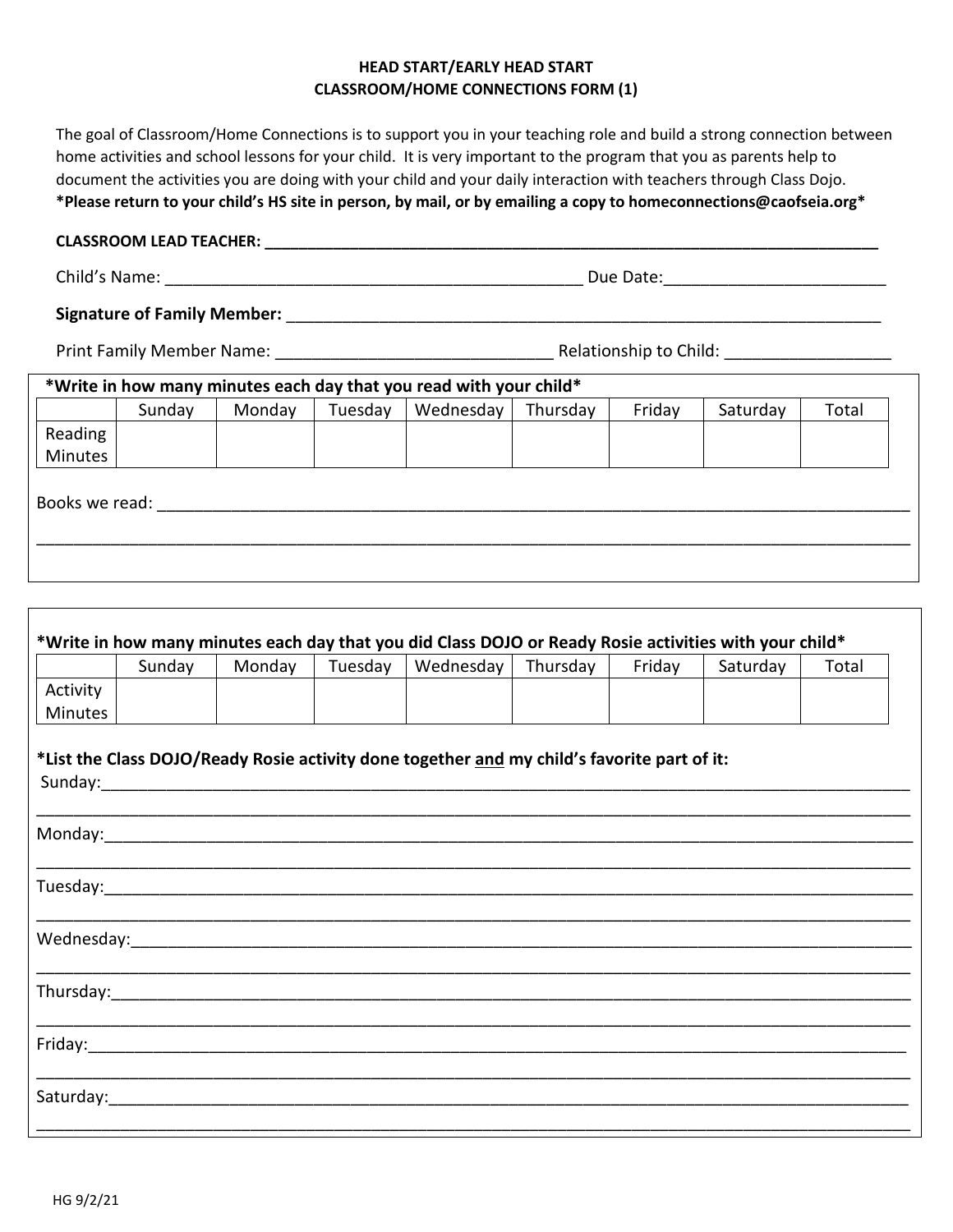**HEAD START/EARLY HEAD START**
**CLASSROOM/HOME CONNECTIONS FORM (1)**

The goal of Classroom/Home Connections is to support you in your teaching role and build a strong connection between home activities and school lessons for your child. It is very important to the program that you as parents help to document the activities you are doing with your child and your daily interaction with teachers through Class Dojo.
**\*Please return to your child's HS site in person, by mail, or by emailing a copy to homeconnections@caofseia.org\***

**CLASSROOM LEAD TEACHER: ___________________________________________________________________________**

Child's Name: _______________________________________________ Due Date:________________________

**Signature of Family Member:** ____________________________________________________________________

Print Family Member Name: ______________________________ Relationship to Child: _________________

**\*Write in how many minutes each day that you read with your child\***

| | Sunday | Monday | Tuesday | Wednesday | Thursday | Friday | Saturday | Total |
|---|---|---|---|---|---|---|---|---|
| Reading Minutes | | | | | | | | |

Books we read: _____________________________________________________________________________________

___________________________________________________________________________________________________

**\*Write in how many minutes each day that you did Class DOJO or Ready Rosie activities with your child\***

| | Sunday | Monday | Tuesday | Wednesday | Thursday | Friday | Saturday | Total |
|---|---|---|---|---|---|---|---|---|
| Activity Minutes | | | | | | | | |

**\*List the Class DOJO/Ready Rosie activity done together <u>and</u> my child's favorite part of it:**

Sunday:_____________________________________________________________________________________________

___________________________________________________________________________________________________

Monday:____________________________________________________________________________________________

___________________________________________________________________________________________________

Tuesday:____________________________________________________________________________________________

___________________________________________________________________________________________________

Wednesday:_________________________________________________________________________________________

___________________________________________________________________________________________________

Thursday:___________________________________________________________________________________________

___________________________________________________________________________________________________

Friday:_____________________________________________________________________________________________

___________________________________________________________________________________________________

Saturday:___________________________________________________________________________________________

___________________________________________________________________________________________________

HG 9/2/21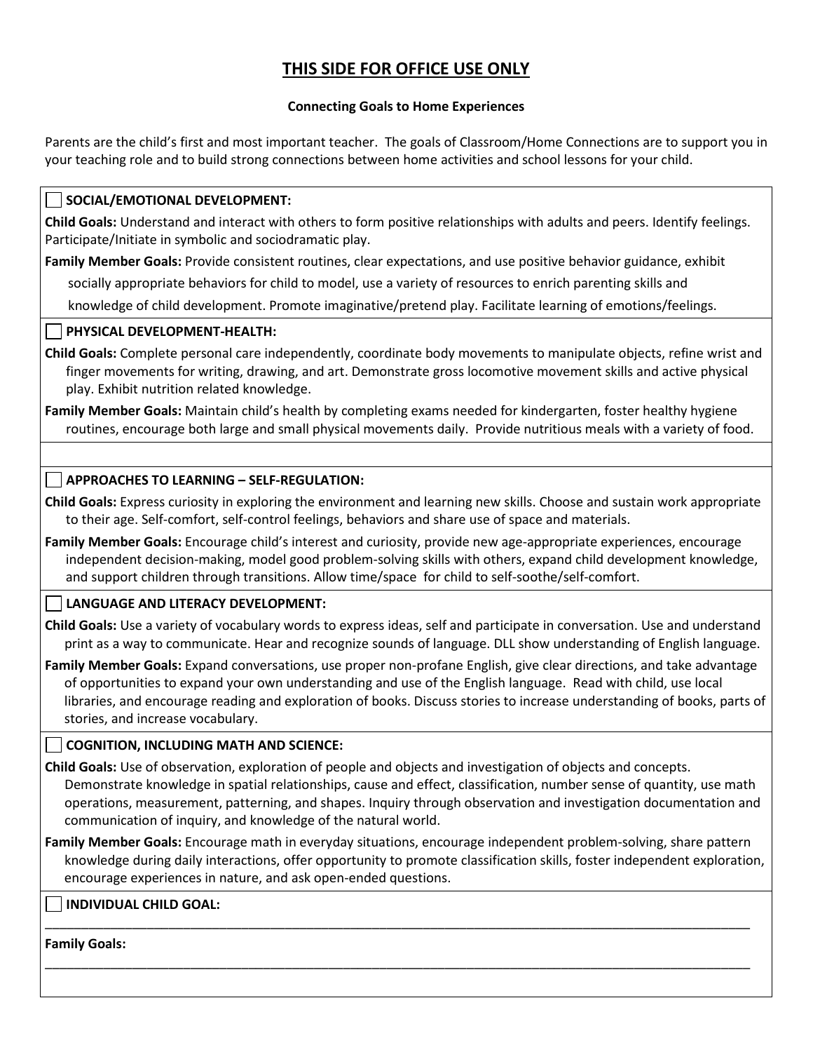# THIS SIDE FOR OFFICE USE ONLY

**Connecting Goals to Home Experiences**

Parents are the child's first and most important teacher. The goals of Classroom/Home Connections are to support you in your teaching role and to build strong connections between home activities and school lessons for your child.

☐ **SOCIAL/EMOTIONAL DEVELOPMENT:**

**Child Goals:** Understand and interact with others to form positive relationships with adults and peers. Identify feelings. Participate/Initiate in symbolic and sociodramatic play.

**Family Member Goals:** Provide consistent routines, clear expectations, and use positive behavior guidance, exhibit socially appropriate behaviors for child to model, use a variety of resources to enrich parenting skills and knowledge of child development. Promote imaginative/pretend play. Facilitate learning of emotions/feelings.

☐ **PHYSICAL DEVELOPMENT-HEALTH:**

**Child Goals:** Complete personal care independently, coordinate body movements to manipulate objects, refine wrist and finger movements for writing, drawing, and art. Demonstrate gross locomotive movement skills and active physical play. Exhibit nutrition related knowledge.

**Family Member Goals:** Maintain child's health by completing exams needed for kindergarten, foster healthy hygiene routines, encourage both large and small physical movements daily. Provide nutritious meals with a variety of food.

☐ **APPROACHES TO LEARNING – SELF-REGULATION:**

**Child Goals:** Express curiosity in exploring the environment and learning new skills. Choose and sustain work appropriate to their age. Self-comfort, self-control feelings, behaviors and share use of space and materials.

**Family Member Goals:** Encourage child's interest and curiosity, provide new age-appropriate experiences, encourage independent decision-making, model good problem-solving skills with others, expand child development knowledge, and support children through transitions. Allow time/space for child to self-soothe/self-comfort.

☐ **LANGUAGE AND LITERACY DEVELOPMENT:**

**Child Goals:** Use a variety of vocabulary words to express ideas, self and participate in conversation. Use and understand print as a way to communicate. Hear and recognize sounds of language. DLL show understanding of English language.

**Family Member Goals:** Expand conversations, use proper non-profane English, give clear directions, and take advantage of opportunities to expand your own understanding and use of the English language. Read with child, use local libraries, and encourage reading and exploration of books. Discuss stories to increase understanding of books, parts of stories, and increase vocabulary.

☐ **COGNITION, INCLUDING MATH AND SCIENCE:**

**Child Goals:** Use of observation, exploration of people and objects and investigation of objects and concepts. Demonstrate knowledge in spatial relationships, cause and effect, classification, number sense of quantity, use math operations, measurement, patterning, and shapes. Inquiry through observation and investigation documentation and communication of inquiry, and knowledge of the natural world.

**Family Member Goals:** Encourage math in everyday situations, encourage independent problem-solving, share pattern knowledge during daily interactions, offer opportunity to promote classification skills, foster independent exploration, encourage experiences in nature, and ask open-ended questions.

☐ **INDIVIDUAL CHILD GOAL:**

______________________________________________________________________________

**Family Goals:**

______________________________________________________________________________